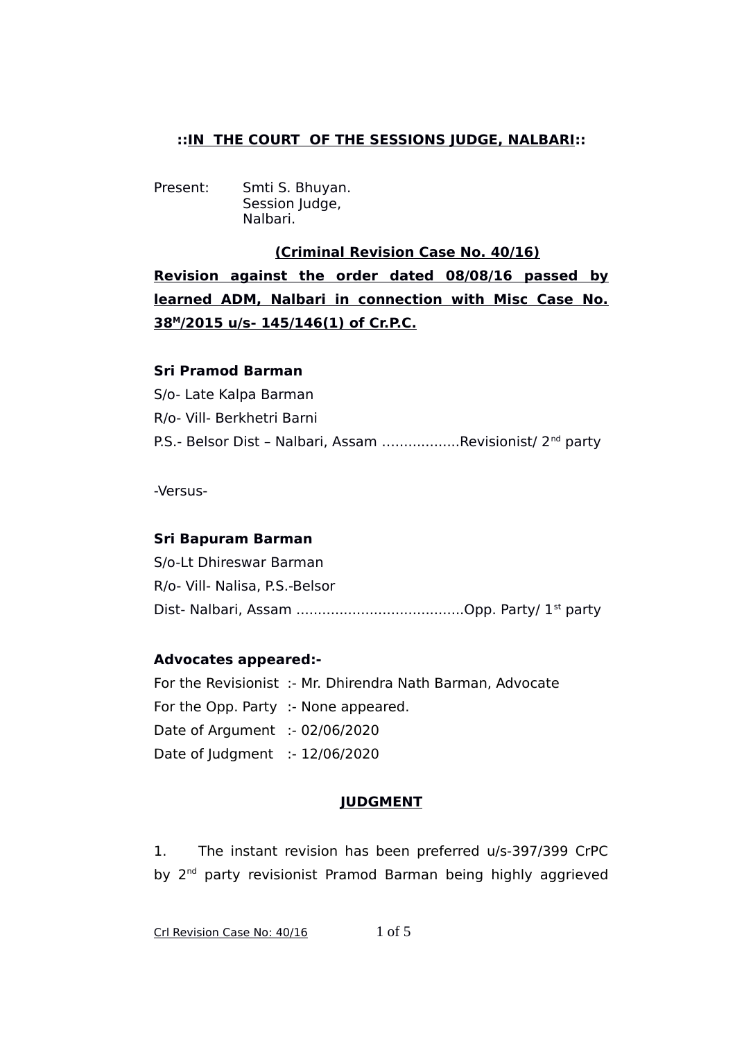**::IN THE COURT OF THE SESSIONS JUDGE, NALBARI::**

Present: Smti S. Bhuyan.
Session Judge,
Nalbari.

**(Criminal Revision Case No. 40/16)**

**Revision against the order dated 08/08/16 passed by learned ADM, Nalbari in connection with Misc Case No. 38$^{M}$/2015 u/s- 145/146(1) of Cr.P.C.**

**Sri Pramod Barman**
S/o- Late Kalpa Barman
R/o- Vill- Berkhetri Barni
P.S.- Belsor Dist – Nalbari, Assam ..................Revisionist/ 2nd party

-Versus-

**Sri Bapuram Barman**
S/o-Lt Dhireswar Barman
R/o- Vill- Nalisa, P.S.-Belsor
Dist- Nalbari, Assam .......................................Opp. Party/ 1st party

**Advocates appeared:-**
For the Revisionist :- Mr. Dhirendra Nath Barman, Advocate
For the Opp. Party :- None appeared.
Date of Argument :- 02/06/2020
Date of Judgment :- 12/06/2020

**JUDGMENT**

1. The instant revision has been preferred u/s-397/399 CrPC by 2nd party revisionist Pramod Barman being highly aggrieved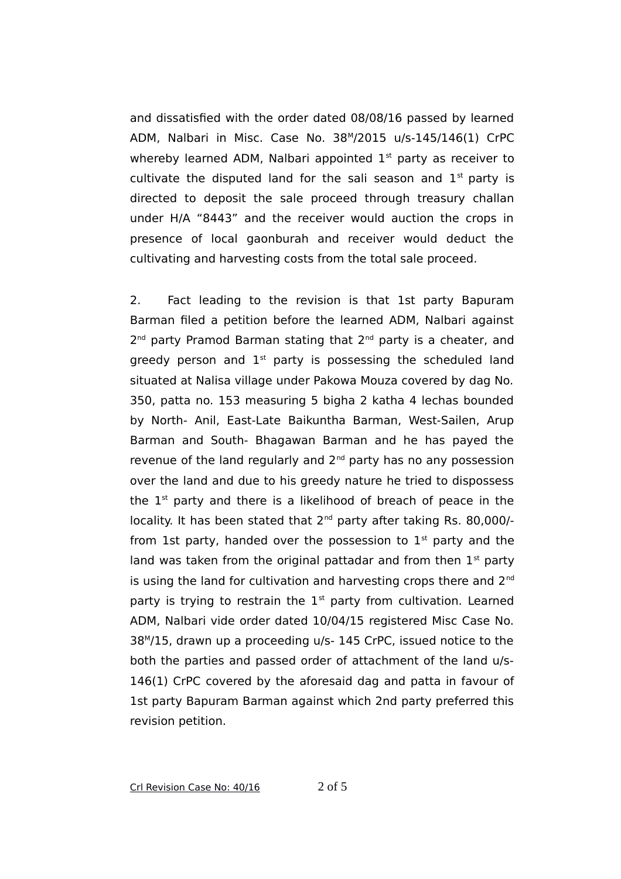and dissatisfied with the order dated 08/08/16 passed by learned ADM, Nalbari in Misc. Case No. 38[M]/2015 u/s-145/146(1) CrPC whereby learned ADM, Nalbari appointed 1st party as receiver to cultivate the disputed land for the sali season and 1st party is directed to deposit the sale proceed through treasury challan under H/A "8443" and the receiver would auction the crops in presence of local gaonburah and receiver would deduct the cultivating and harvesting costs from the total sale proceed.

2. Fact leading to the revision is that 1st party Bapuram Barman filed a petition before the learned ADM, Nalbari against 2nd party Pramod Barman stating that 2nd party is a cheater, and greedy person and 1st party is possessing the scheduled land situated at Nalisa village under Pakowa Mouza covered by dag No. 350, patta no. 153 measuring 5 bigha 2 katha 4 lechas bounded by North- Anil, East-Late Baikuntha Barman, West-Sailen, Arup Barman and South- Bhagawan Barman and he has payed the revenue of the land regularly and 2nd party has no any possession over the land and due to his greedy nature he tried to dispossess the 1st party and there is a likelihood of breach of peace in the locality. It has been stated that 2nd party after taking Rs. 80,000/- from 1st party, handed over the possession to 1st party and the land was taken from the original pattadar and from then 1st party is using the land for cultivation and harvesting crops there and 2nd party is trying to restrain the 1st party from cultivation. Learned ADM, Nalbari vide order dated 10/04/15 registered Misc Case No. 38[M]/15, drawn up a proceeding u/s- 145 CrPC, issued notice to the both the parties and passed order of attachment of the land u/s-146(1) CrPC covered by the aforesaid dag and patta in favour of 1st party Bapuram Barman against which 2nd party preferred this revision petition.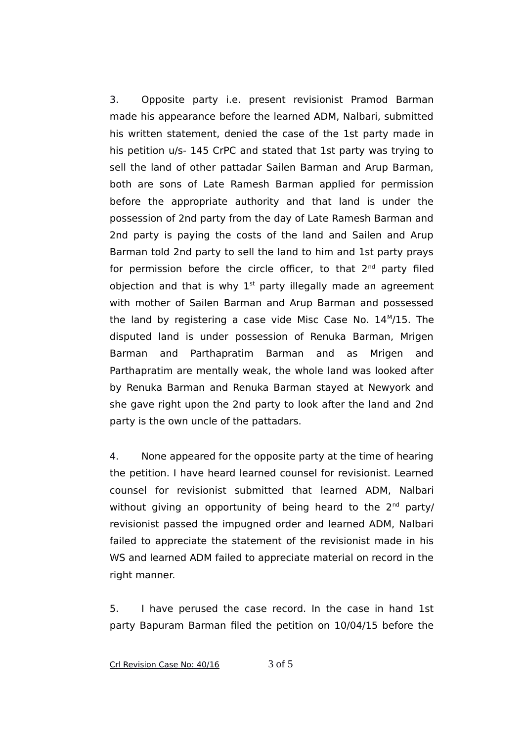3. Opposite party i.e. present revisionist Pramod Barman made his appearance before the learned ADM, Nalbari, submitted his written statement, denied the case of the 1st party made in his petition u/s- 145 CrPC and stated that 1st party was trying to sell the land of other pattadar Sailen Barman and Arup Barman, both are sons of Late Ramesh Barman applied for permission before the appropriate authority and that land is under the possession of 2nd party from the day of Late Ramesh Barman and 2nd party is paying the costs of the land and Sailen and Arup Barman told 2nd party to sell the land to him and 1st party prays for permission before the circle officer, to that 2nd party filed objection and that is why 1st party illegally made an agreement with mother of Sailen Barman and Arup Barman and possessed the land by registering a case vide Misc Case No. 14M/15. The disputed land is under possession of Renuka Barman, Mrigen Barman and Parthapratim Barman and as Mrigen and Parthapratim are mentally weak, the whole land was looked after by Renuka Barman and Renuka Barman stayed at Newyork and she gave right upon the 2nd party to look after the land and 2nd party is the own uncle of the pattadars.

4. None appeared for the opposite party at the time of hearing the petition. I have heard learned counsel for revisionist. Learned counsel for revisionist submitted that learned ADM, Nalbari without giving an opportunity of being heard to the 2nd party/ revisionist passed the impugned order and learned ADM, Nalbari failed to appreciate the statement of the revisionist made in his WS and learned ADM failed to appreciate material on record in the right manner.

5. I have perused the case record. In the case in hand 1st party Bapuram Barman filed the petition on 10/04/15 before the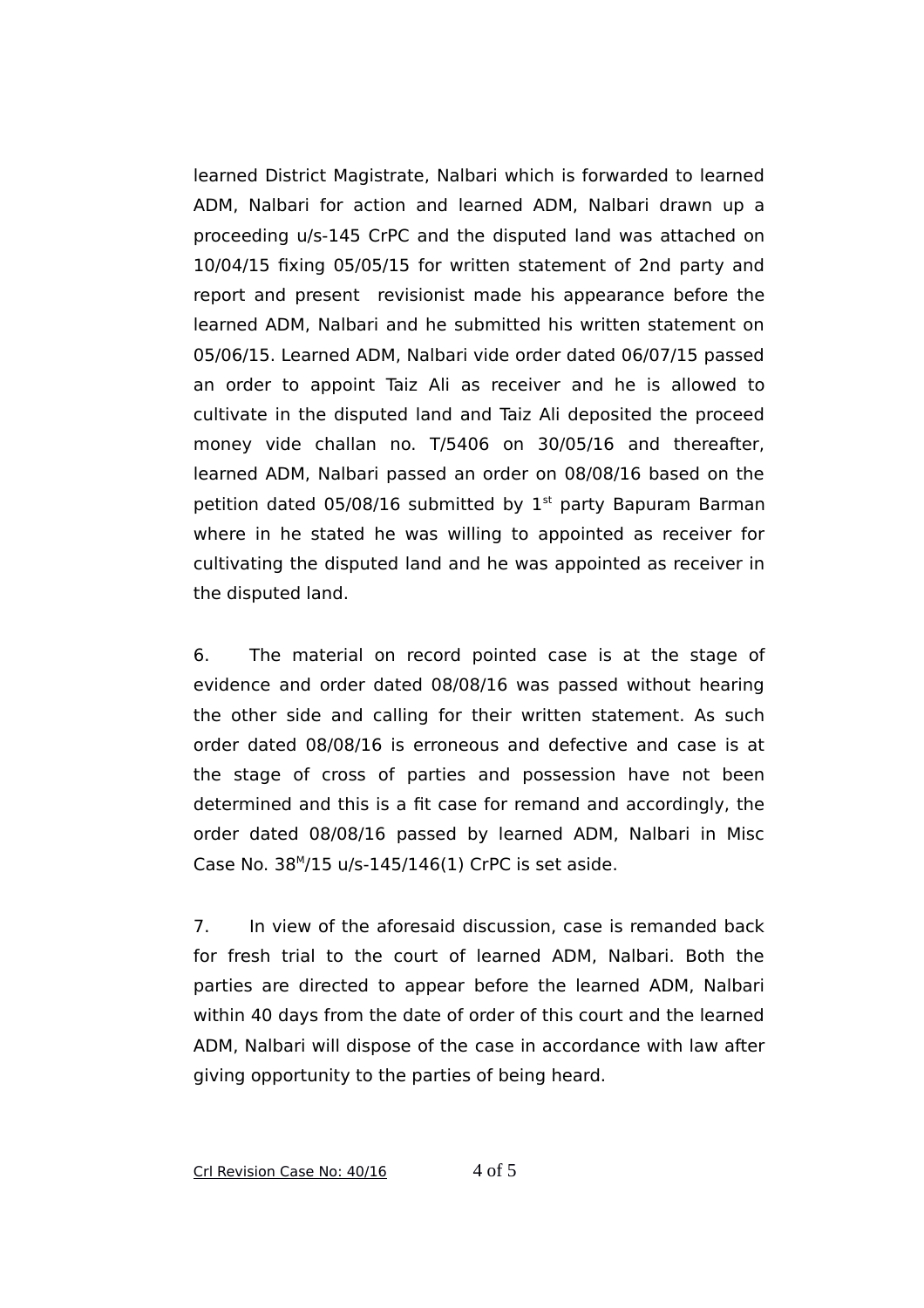learned District Magistrate, Nalbari which is forwarded to learned ADM, Nalbari for action and learned ADM, Nalbari drawn up a proceeding u/s-145 CrPC and the disputed land was attached on 10/04/15 fixing 05/05/15 for written statement of 2nd party and report and present revisionist made his appearance before the learned ADM, Nalbari and he submitted his written statement on 05/06/15. Learned ADM, Nalbari vide order dated 06/07/15 passed an order to appoint Taiz Ali as receiver and he is allowed to cultivate in the disputed land and Taiz Ali deposited the proceed money vide challan no. T/5406 on 30/05/16 and thereafter, learned ADM, Nalbari passed an order on 08/08/16 based on the petition dated 05/08/16 submitted by 1st party Bapuram Barman where in he stated he was willing to appointed as receiver for cultivating the disputed land and he was appointed as receiver in the disputed land.

6. The material on record pointed case is at the stage of evidence and order dated 08/08/16 was passed without hearing the other side and calling for their written statement. As such order dated 08/08/16 is erroneous and defective and case is at the stage of cross of parties and possession have not been determined and this is a fit case for remand and accordingly, the order dated 08/08/16 passed by learned ADM, Nalbari in Misc Case No. 38M/15 u/s-145/146(1) CrPC is set aside.

7. In view of the aforesaid discussion, case is remanded back for fresh trial to the court of learned ADM, Nalbari. Both the parties are directed to appear before the learned ADM, Nalbari within 40 days from the date of order of this court and the learned ADM, Nalbari will dispose of the case in accordance with law after giving opportunity to the parties of being heard.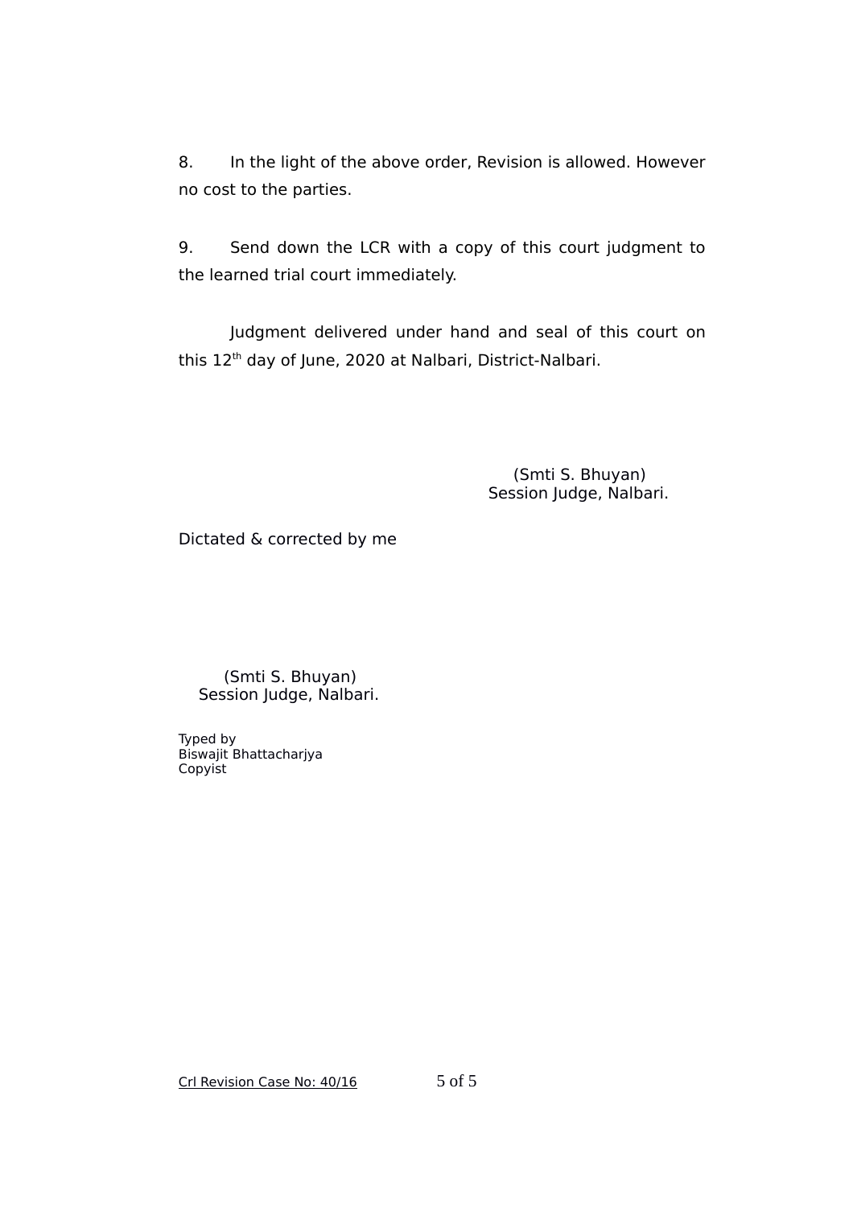8. In the light of the above order, Revision is allowed. However no cost to the parties.

9. Send down the LCR with a copy of this court judgment to the learned trial court immediately.

Judgment delivered under hand and seal of this court on this 12th day of June, 2020 at Nalbari, District-Nalbari.

(Smti S. Bhuyan)
Session Judge, Nalbari.

Dictated & corrected by me

(Smti S. Bhuyan)
Session Judge, Nalbari.

Typed by
Biswajit Bhattacharjya
Copyist